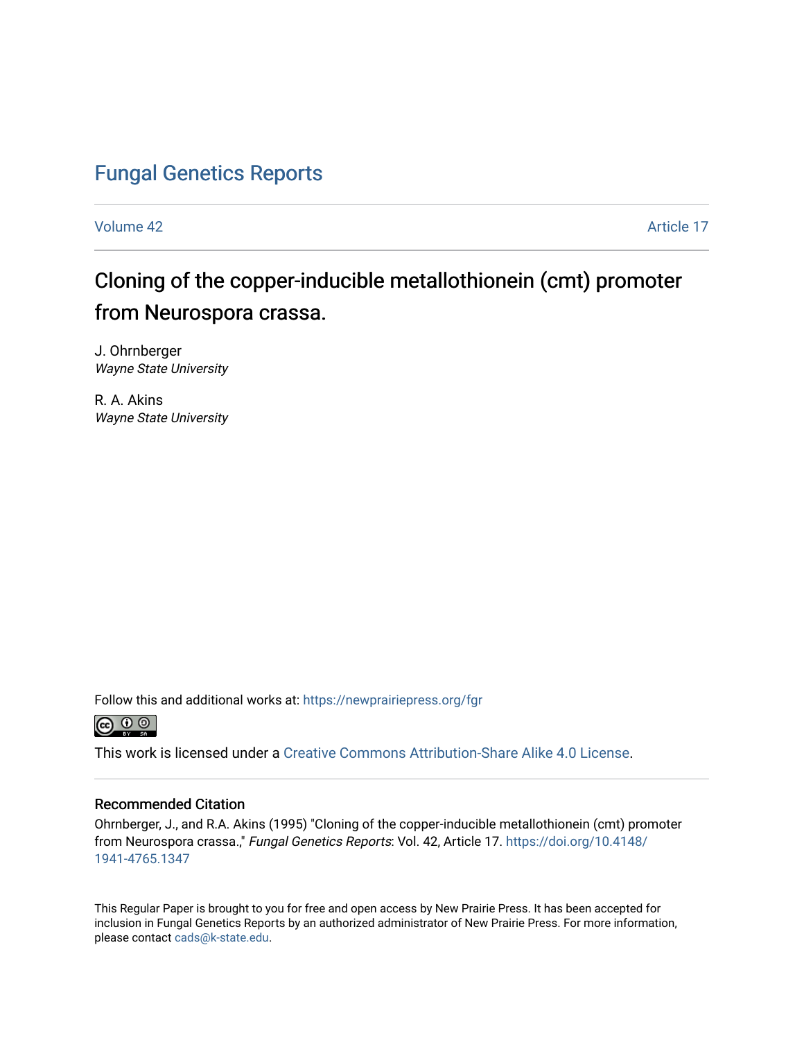# Fungal Genetics Reports

Volume 42 | Article 17

## Cloning of the copper-inducible metallothionein (cmt) promoter from Neurospora crassa.

J. Ohrnberger
*Wayne State University*

R. A. Akins
*Wayne State University*

Follow this and additional works at: https://newprairiepress.org/fgr

This work is licensed under a Creative Commons Attribution-Share Alike 4.0 License.

### Recommended Citation

Ohrnberger, J., and R.A. Akins (1995) "Cloning of the copper-inducible metallothionein (cmt) promoter from Neurospora crassa.," *Fungal Genetics Reports*: Vol. 42, Article 17. https://doi.org/10.4148/1941-4765.1347

This Regular Paper is brought to you for free and open access by New Prairie Press. It has been accepted for inclusion in Fungal Genetics Reports by an authorized administrator of New Prairie Press. For more information, please contact cads@k-state.edu.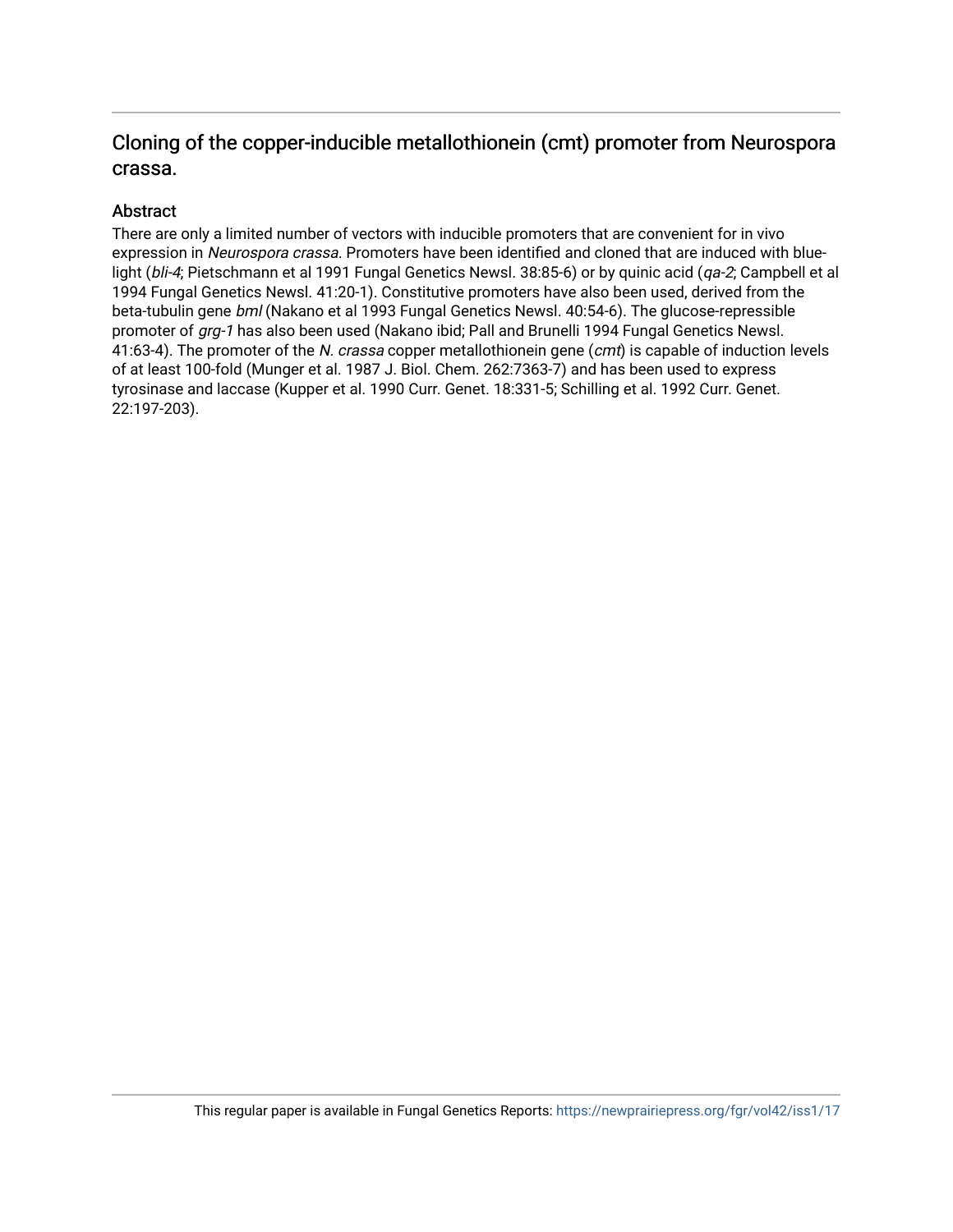## Cloning of the copper-inducible metallothionein (cmt) promoter from Neurospora crassa.

### Abstract

There are only a limited number of vectors with inducible promoters that are convenient for in vivo expression in *Neurospora crassa*. Promoters have been identified and cloned that are induced with blue-light (*bli-4*; Pietschmann et al 1991 Fungal Genetics Newsl. 38:85-6) or by quinic acid (*qa-2*; Campbell et al 1994 Fungal Genetics Newsl. 41:20-1). Constitutive promoters have also been used, derived from the beta-tubulin gene *bml* (Nakano et al 1993 Fungal Genetics Newsl. 40:54-6). The glucose-repressible promoter of *grg-1* has also been used (Nakano ibid; Pall and Brunelli 1994 Fungal Genetics Newsl. 41:63-4). The promoter of the *N. crassa* copper metallothionein gene (*cmt*) is capable of induction levels of at least 100-fold (Munger et al. 1987 J. Biol. Chem. 262:7363-7) and has been used to express tyrosinase and laccase (Kupper et al. 1990 Curr. Genet. 18:331-5; Schilling et al. 1992 Curr. Genet. 22:197-203).

This regular paper is available in Fungal Genetics Reports: https://newprairiepress.org/fgr/vol42/iss1/17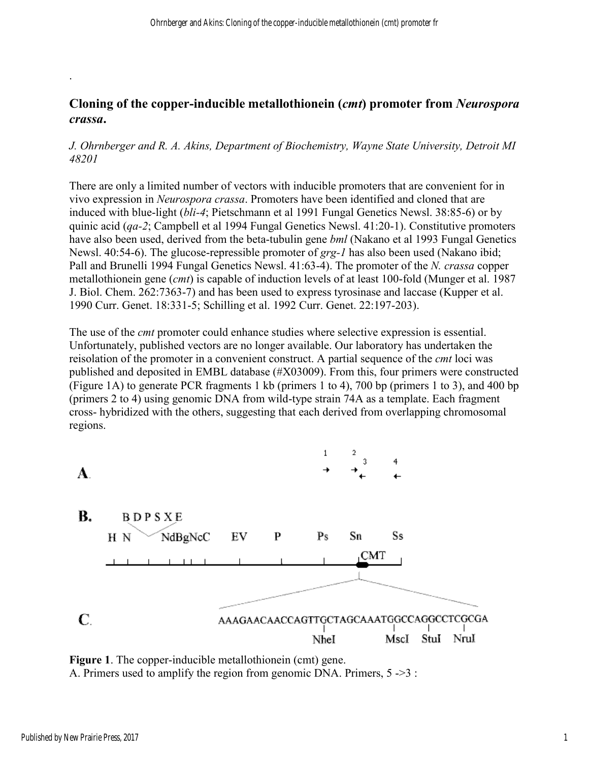.

## Cloning of the copper-inducible metallothionein (*cmt*) promoter from *Neurospora crassa*.

*J. Ohrnberger and R. A. Akins, Department of Biochemistry, Wayne State University, Detroit MI 48201*

There are only a limited number of vectors with inducible promoters that are convenient for in vivo expression in *Neurospora crassa*. Promoters have been identified and cloned that are induced with blue-light (*bli-4*; Pietschmann et al 1991 Fungal Genetics Newsl. 38:85-6) or by quinic acid (*qa-2*; Campbell et al 1994 Fungal Genetics Newsl. 41:20-1). Constitutive promoters have also been used, derived from the beta-tubulin gene *bml* (Nakano et al 1993 Fungal Genetics Newsl. 40:54-6). The glucose-repressible promoter of *grg-1* has also been used (Nakano ibid; Pall and Brunelli 1994 Fungal Genetics Newsl. 41:63-4). The promoter of the *N. crassa* copper metallothionein gene (*cmt*) is capable of induction levels of at least 100-fold (Munger et al. 1987 J. Biol. Chem. 262:7363-7) and has been used to express tyrosinase and laccase (Kupper et al. 1990 Curr. Genet. 18:331-5; Schilling et al. 1992 Curr. Genet. 22:197-203).

The use of the *cmt* promoter could enhance studies where selective expression is essential. Unfortunately, published vectors are no longer available. Our laboratory has undertaken the reisolation of the promoter in a convenient construct. A partial sequence of the *cmt* loci was published and deposited in EMBL database (#X03009). From this, four primers were constructed (Figure 1A) to generate PCR fragments 1 kb (primers 1 to 4), 700 bp (primers 1 to 3), and 400 bp (primers 2 to 4) using genomic DNA from wild-type strain 74A as a template. Each fragment cross- hybridized with the others, suggesting that each derived from overlapping chromosomal regions.

A. 1 → 2 → 3 ← 4 ←

B. H N BDPSXE NdBgNcC EV P Ps Sn Ss CMT

C. AAAGAACAACCAGTTGCTAGCAAATGGCCAGGCCTCGCGA
NheI MscI StuI NruI

**Figure 1**. The copper-inducible metallothionein (cmt) gene.
A. Primers used to amplify the region from genomic DNA. Primers, 5 ->3 :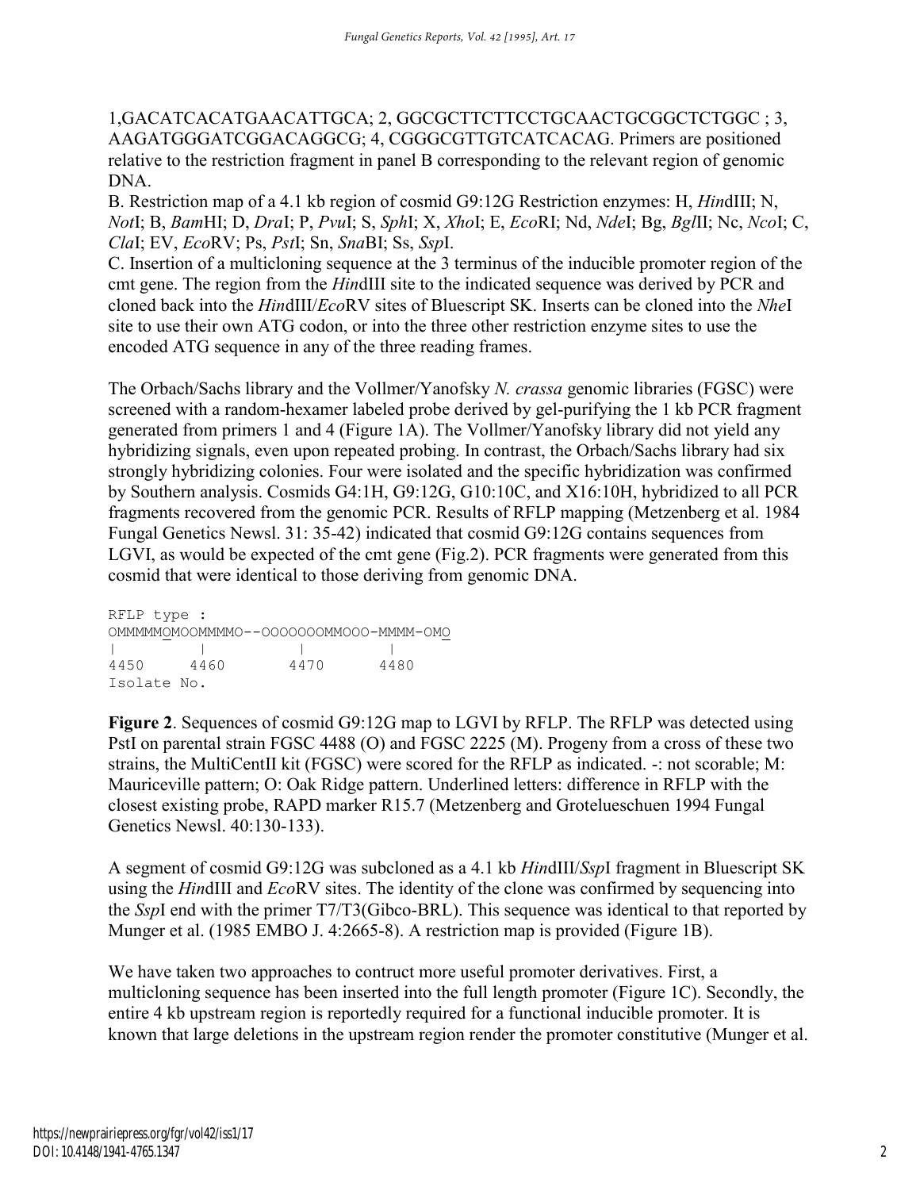1,GACATCACATGAACATTGCA; 2, GGCGCTTCTTCCTGCAACTGCGGCTCTGGC ; 3, AAGATGGGATCGGACAGGCG; 4, CGGGCGTTGTCATCACAG. Primers are positioned relative to the restriction fragment in panel B corresponding to the relevant region of genomic DNA.

B. Restriction map of a 4.1 kb region of cosmid G9:12G Restriction enzymes: H, *Hin*dIII; N, *Not*I; B, *Bam*HI; D, *Dra*I; P, *Pvu*I; S, *Sph*I; X, *Xho*I; E, *Eco*RI; Nd, *Nde*I; Bg, *Bgl*II; Nc, *Nco*I; C, *Cla*I; EV, *Eco*RV; Ps, *Pst*I; Sn, *Sna*BI; Ss, *Ssp*I.

C. Insertion of a multicloning sequence at the 3 terminus of the inducible promoter region of the cmt gene. The region from the *Hin*dIII site to the indicated sequence was derived by PCR and cloned back into the *Hin*dIII/*Eco*RV sites of Bluescript SK. Inserts can be cloned into the *Nhe*I site to use their own ATG codon, or into the three other restriction enzyme sites to use the encoded ATG sequence in any of the three reading frames.

The Orbach/Sachs library and the Vollmer/Yanofsky *N. crassa* genomic libraries (FGSC) were screened with a random-hexamer labeled probe derived by gel-purifying the 1 kb PCR fragment generated from primers 1 and 4 (Figure 1A). The Vollmer/Yanofsky library did not yield any hybridizing signals, even upon repeated probing. In contrast, the Orbach/Sachs library had six strongly hybridizing colonies. Four were isolated and the specific hybridization was confirmed by Southern analysis. Cosmids G4:1H, G9:12G, G10:10C, and X16:10H, hybridized to all PCR fragments recovered from the genomic PCR. Results of RFLP mapping (Metzenberg et al. 1984 Fungal Genetics Newsl. 31: 35-42) indicated that cosmid G9:12G contains sequences from LGVI, as would be expected of the cmt gene (Fig.2). PCR fragments were generated from this cosmid that were identical to those deriving from genomic DNA.

```
RFLP type :
OMMMMMOMOOMMMMO--OOOOOOOMMOOO-MMMM-OMO
|         |           |          |
4450      4460        4470       4480
Isolate No.
```

**Figure 2**. Sequences of cosmid G9:12G map to LGVI by RFLP. The RFLP was detected using PstI on parental strain FGSC 4488 (O) and FGSC 2225 (M). Progeny from a cross of these two strains, the MultiCentII kit (FGSC) were scored for the RFLP as indicated. -: not scorable; M: Mauriceville pattern; O: Oak Ridge pattern. Underlined letters: difference in RFLP with the closest existing probe, RAPD marker R15.7 (Metzenberg and Grotelueschuen 1994 Fungal Genetics Newsl. 40:130-133).

A segment of cosmid G9:12G was subcloned as a 4.1 kb *Hin*dIII/*Ssp*I fragment in Bluescript SK using the *Hin*dIII and *Eco*RV sites. The identity of the clone was confirmed by sequencing into the *Ssp*I end with the primer T7/T3(Gibco-BRL). This sequence was identical to that reported by Munger et al. (1985 EMBO J. 4:2665-8). A restriction map is provided (Figure 1B).

We have taken two approaches to contruct more useful promoter derivatives. First, a multicloning sequence has been inserted into the full length promoter (Figure 1C). Secondly, the entire 4 kb upstream region is reportedly required for a functional inducible promoter. It is known that large deletions in the upstream region render the promoter constitutive (Munger et al.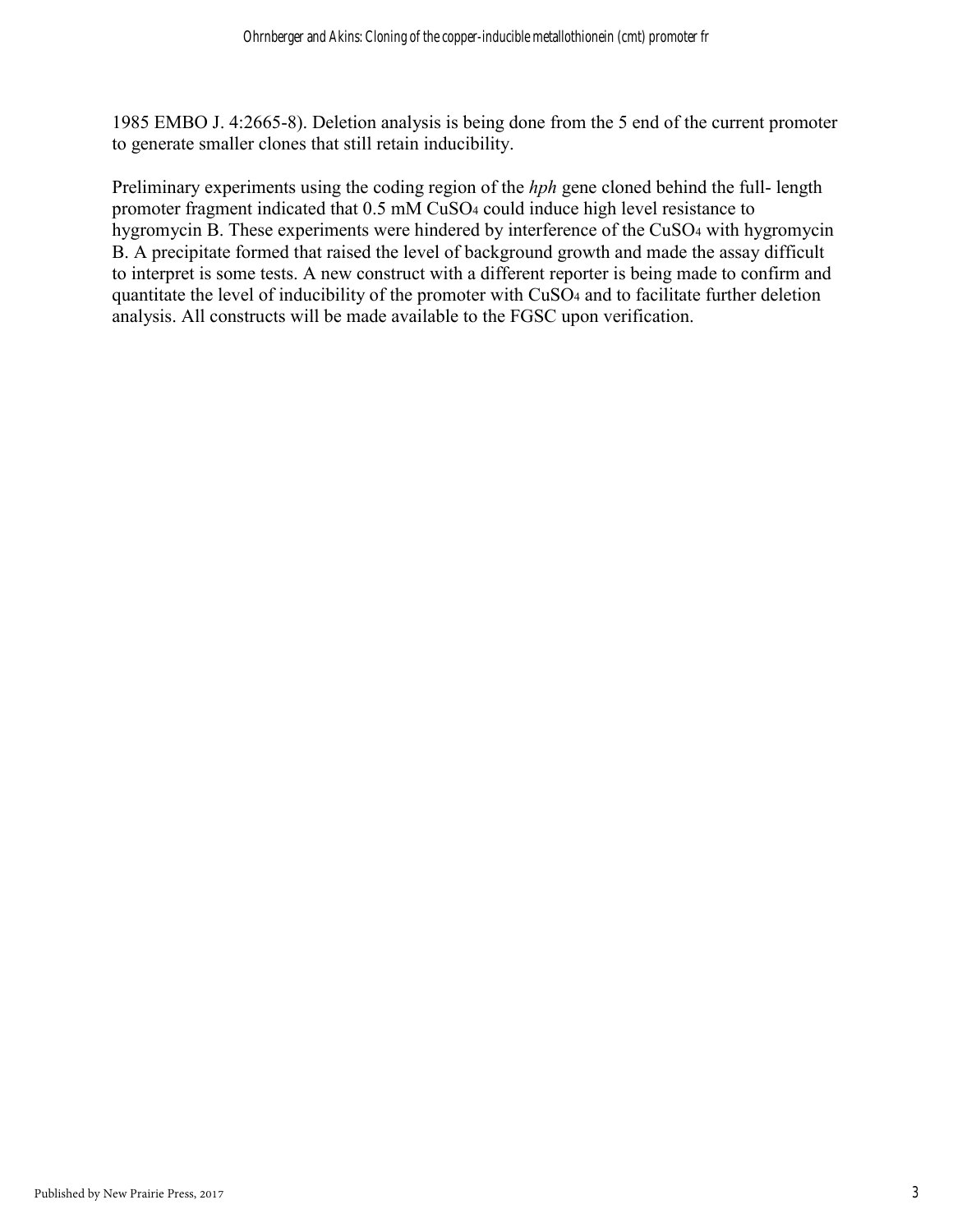1985 EMBO J. 4:2665-8). Deletion analysis is being done from the 5 end of the current promoter to generate smaller clones that still retain inducibility.

Preliminary experiments using the coding region of the *hph* gene cloned behind the full- length promoter fragment indicated that 0.5 mM $CuSO_4$ could induce high level resistance to hygromycin B. These experiments were hindered by interference of the $CuSO_4$ with hygromycin B. A precipitate formed that raised the level of background growth and made the assay difficult to interpret is some tests. A new construct with a different reporter is being made to confirm and quantitate the level of inducibility of the promoter with $CuSO_4$ and to facilitate further deletion analysis. All constructs will be made available to the FGSC upon verification.